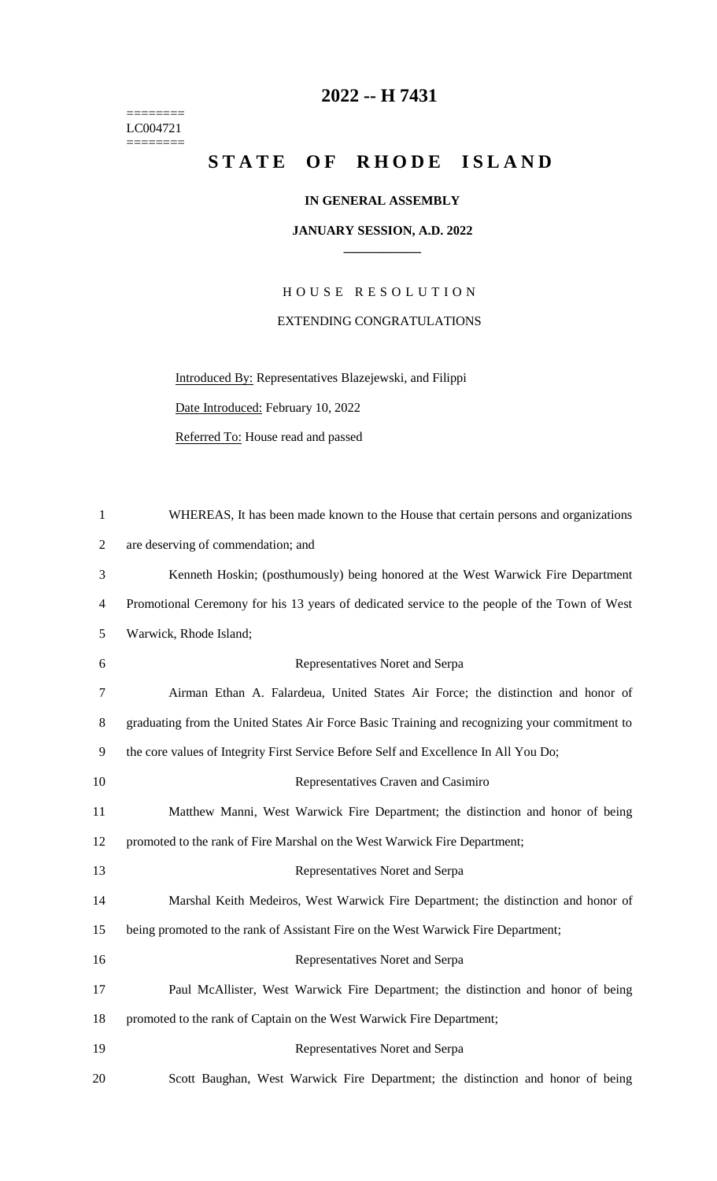========
LC004721
========

# 2022 -- H 7431

# STATE OF RHODE ISLAND

**IN GENERAL ASSEMBLY**

**JANUARY SESSION, A.D. 2022**

H O U S E   R E S O L U T I O N

EXTENDING CONGRATULATIONS

Introduced By: Representatives Blazejewski, and Filippi

Date Introduced: February 10, 2022

Referred To: House read and passed

WHEREAS, It has been made known to the House that certain persons and organizations are deserving of commendation; and

Kenneth Hoskin; (posthumously) being honored at the West Warwick Fire Department Promotional Ceremony for his 13 years of dedicated service to the people of the Town of West Warwick, Rhode Island;

Representatives Noret and Serpa

Airman Ethan A. Falardeua, United States Air Force; the distinction and honor of graduating from the United States Air Force Basic Training and recognizing your commitment to the core values of Integrity First Service Before Self and Excellence In All You Do;

Representatives Craven and Casimiro

Matthew Manni, West Warwick Fire Department; the distinction and honor of being promoted to the rank of Fire Marshal on the West Warwick Fire Department;

Representatives Noret and Serpa

Marshal Keith Medeiros, West Warwick Fire Department; the distinction and honor of being promoted to the rank of Assistant Fire on the West Warwick Fire Department;

Representatives Noret and Serpa

Paul McAllister, West Warwick Fire Department; the distinction and honor of being promoted to the rank of Captain on the West Warwick Fire Department;

Representatives Noret and Serpa

Scott Baughan, West Warwick Fire Department; the distinction and honor of being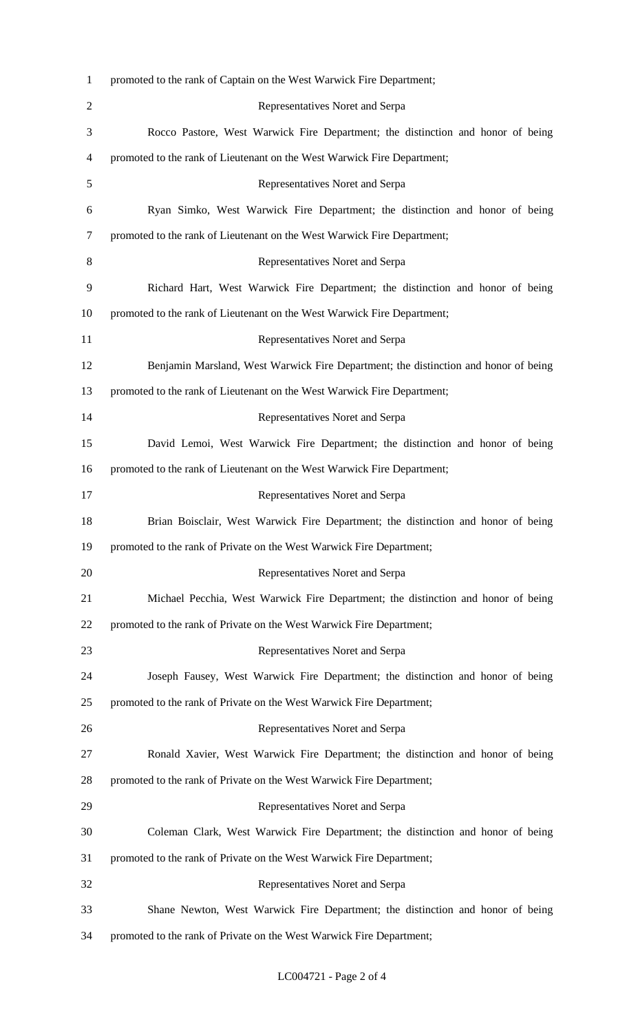promoted to the rank of Captain on the West Warwick Fire Department;

Representatives Noret and Serpa

Rocco Pastore, West Warwick Fire Department; the distinction and honor of being promoted to the rank of Lieutenant on the West Warwick Fire Department;

Representatives Noret and Serpa

Ryan Simko, West Warwick Fire Department; the distinction and honor of being promoted to the rank of Lieutenant on the West Warwick Fire Department;

Representatives Noret and Serpa

Richard Hart, West Warwick Fire Department; the distinction and honor of being promoted to the rank of Lieutenant on the West Warwick Fire Department;

Representatives Noret and Serpa

Benjamin Marsland, West Warwick Fire Department; the distinction and honor of being promoted to the rank of Lieutenant on the West Warwick Fire Department;

Representatives Noret and Serpa

David Lemoi, West Warwick Fire Department; the distinction and honor of being promoted to the rank of Lieutenant on the West Warwick Fire Department;

Representatives Noret and Serpa

Brian Boisclair, West Warwick Fire Department; the distinction and honor of being promoted to the rank of Private on the West Warwick Fire Department;

Representatives Noret and Serpa

Michael Pecchia, West Warwick Fire Department; the distinction and honor of being promoted to the rank of Private on the West Warwick Fire Department;

Representatives Noret and Serpa

Joseph Fausey, West Warwick Fire Department; the distinction and honor of being promoted to the rank of Private on the West Warwick Fire Department;

Representatives Noret and Serpa

Ronald Xavier, West Warwick Fire Department; the distinction and honor of being promoted to the rank of Private on the West Warwick Fire Department;

Representatives Noret and Serpa

Coleman Clark, West Warwick Fire Department; the distinction and honor of being promoted to the rank of Private on the West Warwick Fire Department;

Representatives Noret and Serpa

Shane Newton, West Warwick Fire Department; the distinction and honor of being promoted to the rank of Private on the West Warwick Fire Department;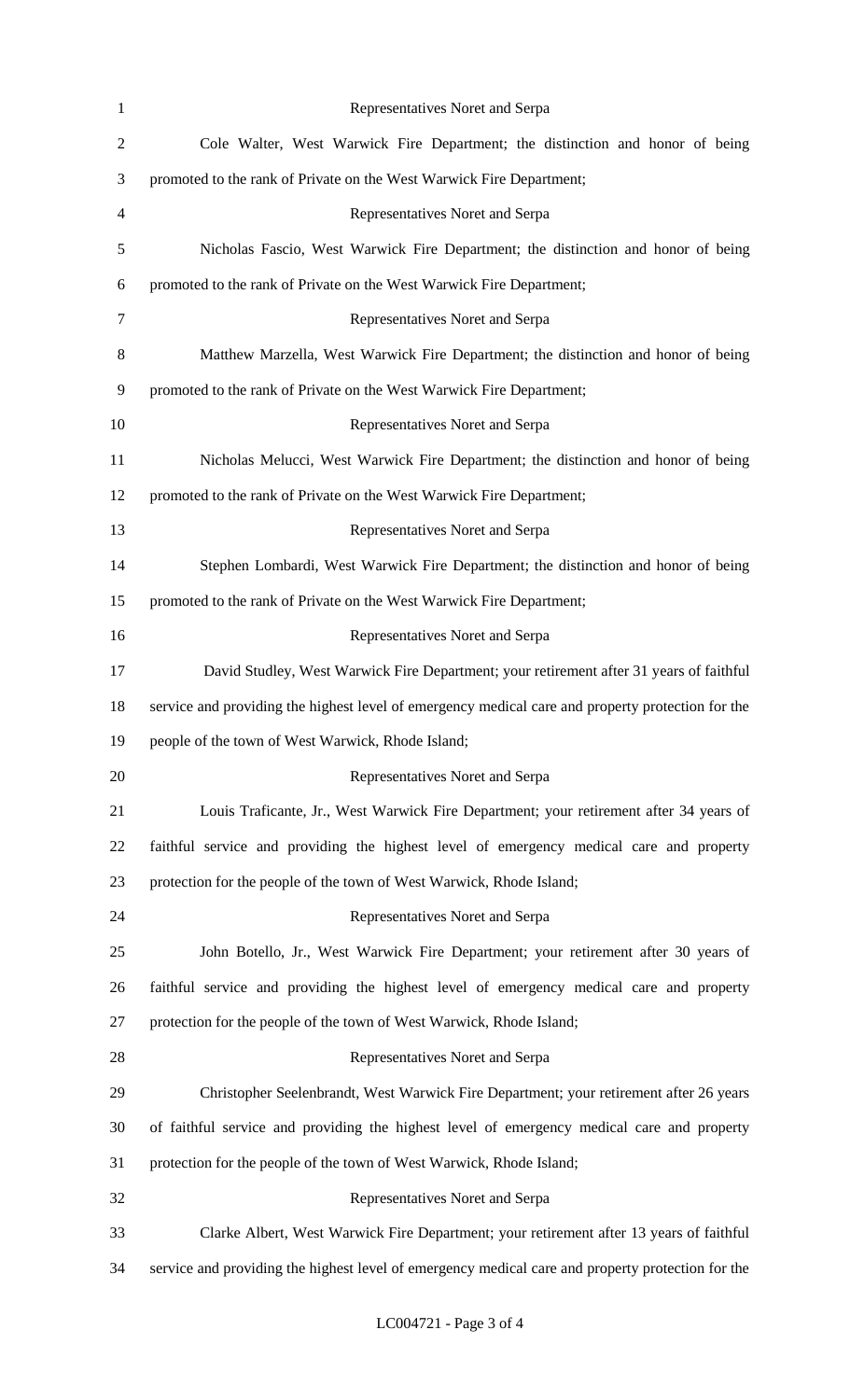Representatives Noret and Serpa

Cole Walter, West Warwick Fire Department; the distinction and honor of being promoted to the rank of Private on the West Warwick Fire Department;

Representatives Noret and Serpa

Nicholas Fascio, West Warwick Fire Department; the distinction and honor of being promoted to the rank of Private on the West Warwick Fire Department;

Representatives Noret and Serpa

Matthew Marzella, West Warwick Fire Department; the distinction and honor of being promoted to the rank of Private on the West Warwick Fire Department;

Representatives Noret and Serpa

Nicholas Melucci, West Warwick Fire Department; the distinction and honor of being promoted to the rank of Private on the West Warwick Fire Department;

Representatives Noret and Serpa

Stephen Lombardi, West Warwick Fire Department; the distinction and honor of being promoted to the rank of Private on the West Warwick Fire Department;

Representatives Noret and Serpa

David Studley, West Warwick Fire Department; your retirement after 31 years of faithful service and providing the highest level of emergency medical care and property protection for the people of the town of West Warwick, Rhode Island;

Representatives Noret and Serpa

Louis Traficante, Jr., West Warwick Fire Department; your retirement after 34 years of faithful service and providing the highest level of emergency medical care and property protection for the people of the town of West Warwick, Rhode Island;

Representatives Noret and Serpa

John Botello, Jr., West Warwick Fire Department; your retirement after 30 years of faithful service and providing the highest level of emergency medical care and property protection for the people of the town of West Warwick, Rhode Island;

Representatives Noret and Serpa

Christopher Seelenbrandt, West Warwick Fire Department; your retirement after 26 years of faithful service and providing the highest level of emergency medical care and property protection for the people of the town of West Warwick, Rhode Island;

Representatives Noret and Serpa

Clarke Albert, West Warwick Fire Department; your retirement after 13 years of faithful service and providing the highest level of emergency medical care and property protection for the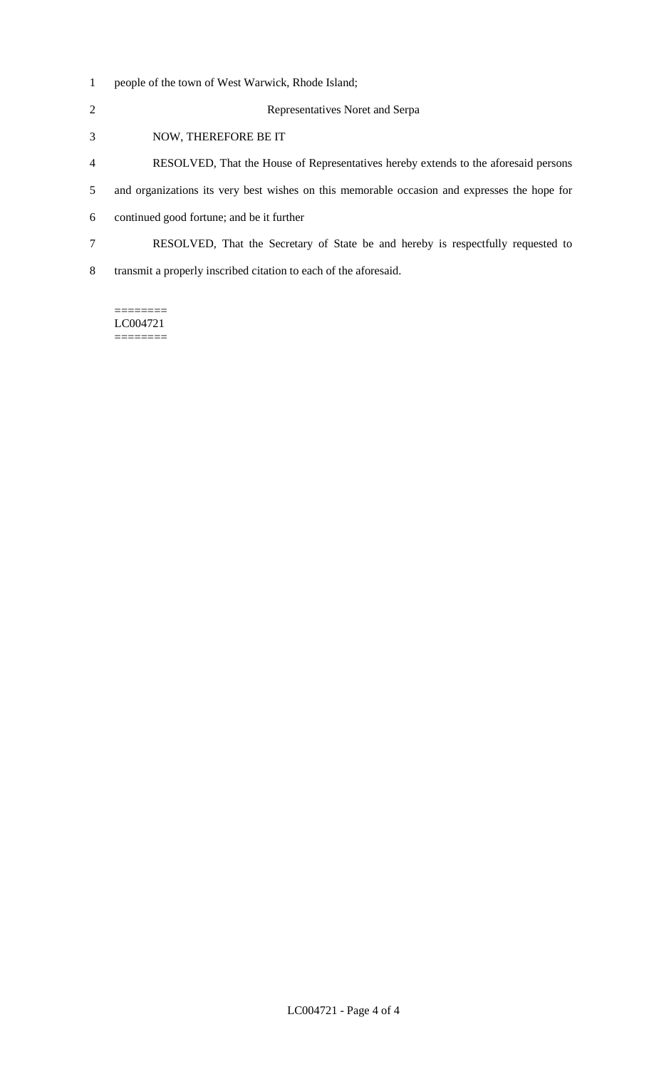people of the town of West Warwick, Rhode Island;

Representatives Noret and Serpa

NOW, THEREFORE BE IT

RESOLVED, That the House of Representatives hereby extends to the aforesaid persons and organizations its very best wishes on this memorable occasion and expresses the hope for continued good fortune; and be it further

RESOLVED, That the Secretary of State be and hereby is respectfully requested to transmit a properly inscribed citation to each of the aforesaid.

========
LC004721
========